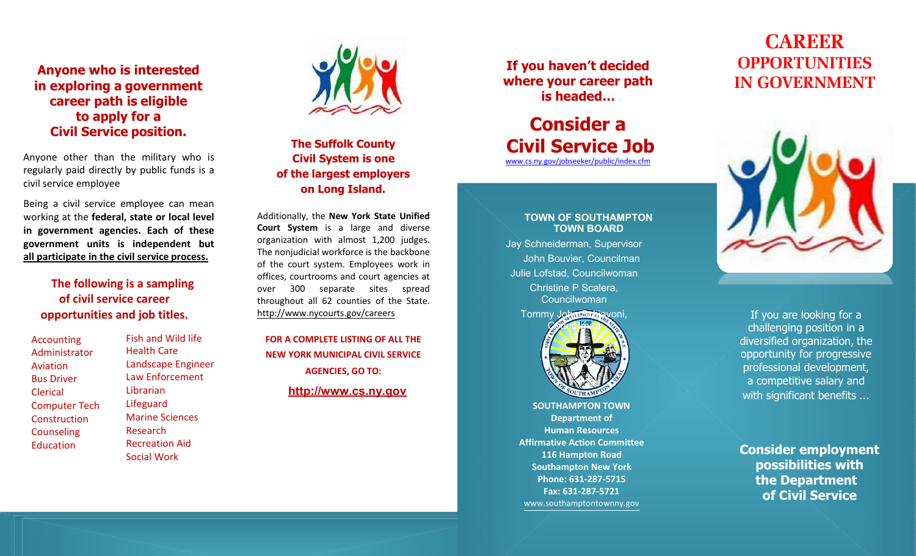**Anyone who is interested in exploring a government career path is eligible to apply for a Civil Service position.**

Anyone other than the military who is regularly paid directly by public funds is a civil service employee

Being a civil service employee can mean working at the **federal, state or local level in government agencies. Each of these government units is independent but** **all participate in the civil service process.**

**The following is a sampling of civil service career opportunities and job titles.**

- Accounting
- Administrator
- Aviation
- Bus Driver
- Clerical
- Computer Tech
- Construction
- Counseling
- Education
- Fish and Wild life
- Health Care
- Landscape Engineer
- Law Enforcement
- Librarian
- Lifeguard
- Marine Sciences
- Research
- Recreation Aid
- Social Work

**The Suffolk County Civil System is one of the largest employers on Long Island.**

Additionally, the **New York State Unified Court System** is a large and diverse organization with almost 1,200 judges. The nonjudicial workforce is the backbone of the court system. Employees work in offices, courtrooms and court agencies at over 300 separate sites spread throughout all 62 counties of the State. http://www.nycourts.gov/careers

**FOR A COMPLETE LISTING OF ALL THE NEW YORK MUNICIPAL CIVIL SERVICE AGENCIES, GO TO:**

**http://www.cs.ny.gov**

**If you haven't decided where your career path is headed…**

## Consider a Civil Service Job

www.cs.ny.gov/jobseeker/public/index.cfm

**TOWN OF SOUTHAMPTON TOWN BOARD**

Jay Schneiderman, Supervisor
John Bouvier, Councilman
Julie Lofstad, Councilwoman
Christine P Scalera, Councilwoman
Tommy John Schiavoni, Councilman

**SOUTHAMPTON TOWN**
**Department of Human Resources**
**Affirmative Action Committee**
**116 Hampton Road**
**Southampton New York**
**Phone: 631-287-5715**
**Fax: 631-287-5721**
www.southamptontownny.gov

# CAREER OPPORTUNITIES IN GOVERNMENT

If you are looking for a challenging position in a diversified organization, the opportunity for progressive professional development, a competitive salary and with significant benefits …

**Consider employment possibilities with the Department of Civil Service**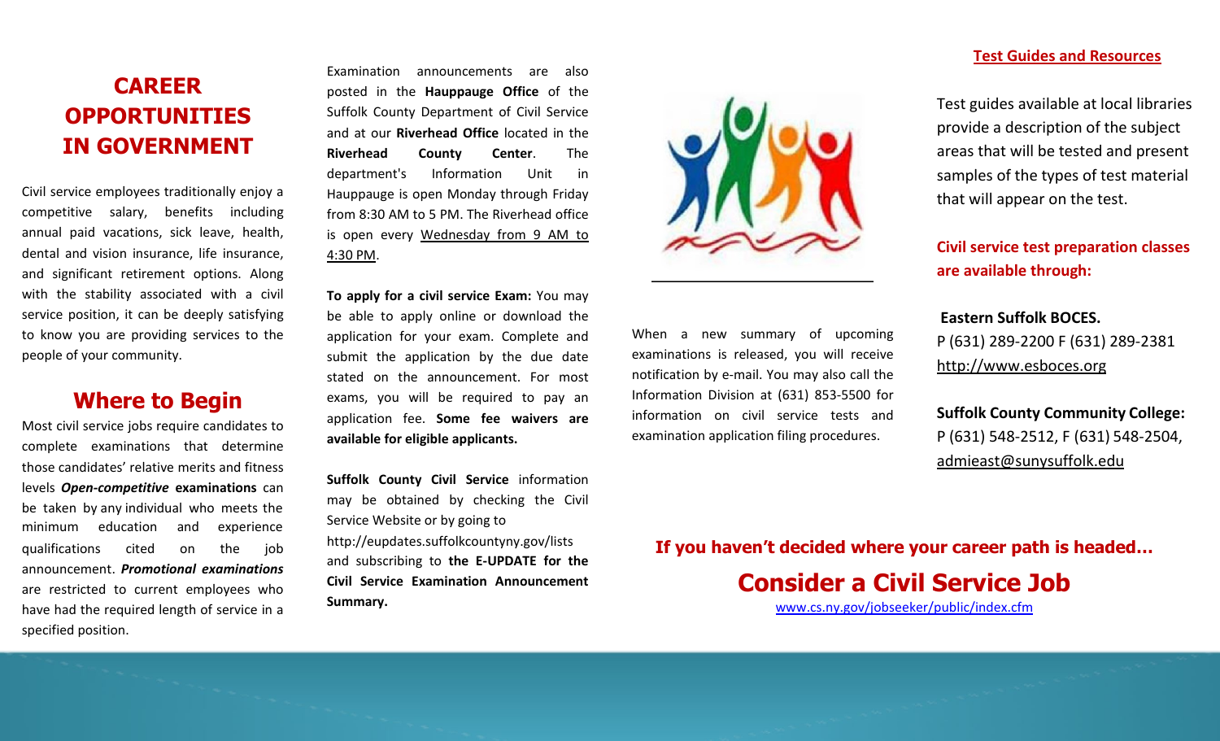# CAREER OPPORTUNITIES IN GOVERNMENT

Civil service employees traditionally enjoy a competitive salary, benefits including annual paid vacations, sick leave, health, dental and vision insurance, life insurance, and significant retirement options. Along with the stability associated with a civil service position, it can be deeply satisfying to know you are providing services to the people of your community.

## Where to Begin

Most civil service jobs require candidates to complete examinations that determine those candidates' relative merits and fitness levels ***Open-competitive*** **examinations** can be taken by any individual who meets the minimum education and experience qualifications cited on the job announcement. ***Promotional examinations*** are restricted to current employees who have had the required length of service in a specified position.

Examination announcements are also posted in the **Hauppauge Office** of the Suffolk County Department of Civil Service and at our **Riverhead Office** located in the **Riverhead County Center**. The department's Information Unit in Hauppauge is open Monday through Friday from 8:30 AM to 5 PM. The Riverhead office is open every Wednesday from 9 AM to 4:30 PM.

**To apply for a civil service Exam:** You may be able to apply online or download the application for your exam. Complete and submit the application by the due date stated on the announcement. For most exams, you will be required to pay an application fee. **Some fee waivers are available for eligible applicants.**

**Suffolk County Civil Service** information may be obtained by checking the Civil Service Website or by going to http://eupdates.suffolkcountyny.gov/lists and subscribing to **the E-UPDATE for the Civil Service Examination Announcement Summary.**

When a new summary of upcoming examinations is released, you will receive notification by e-mail. You may also call the Information Division at (631) 853-5500 for information on civil service tests and examination application filing procedures.

## Test Guides and Resources

Test guides available at local libraries provide a description of the subject areas that will be tested and present samples of the types of test material that will appear on the test.

**Civil service test preparation classes are available through:**

**Eastern Suffolk BOCES.**
P (631) 289-2200 F (631) 289-2381
http://www.esboces.org

**Suffolk County Community College:**
P (631) 548-2512, F (631) 548-2504,
admieast@sunysuffolk.edu

**If you haven't decided where your career path is headed…**

## Consider a Civil Service Job

www.cs.ny.gov/jobseeker/public/index.cfm